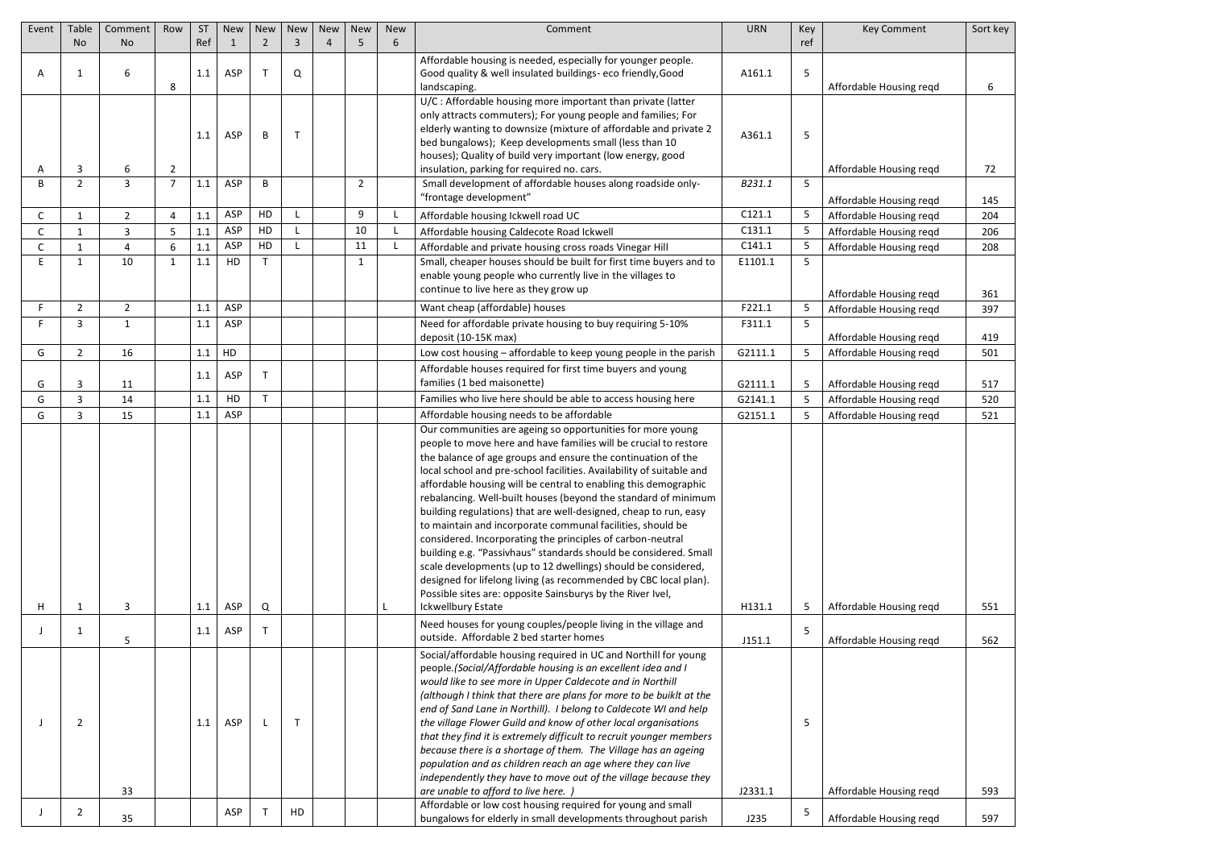| Event | Table No | Comment No | Row | ST Ref | New 1 | New 2 | New 3 | New 4 | New 5 | New 6 | Comment | URN | Key ref | Key Comment | Sort key |
|---|---|---|---|---|---|---|---|---|---|---|---|---|---|---|---|
| A | 1 | 6 | 8 | 1.1 | ASP | T | Q | | | | Affordable housing is needed, especially for younger people. Good quality & well insulated buildings- eco friendly,Good landscaping. | A161.1 | 5 | Affordable Housing reqd | 6 |
| A | 3 | 6 | 2 | 1.1 | ASP | B | T | | | | U/C : Affordable housing more important than private (latter only attracts commuters); For young people and families; For elderly wanting to downsize (mixture of affordable and private 2 bed bungalows); Keep developments small (less than 10 houses); Quality of build very important (low energy, good insulation, parking for required no. cars. | A361.1 | 5 | Affordable Housing reqd | 72 |
| B | 2 | 3 | 7 | 1.1 | ASP | B | | | 2 | | Small development of affordable houses along roadside only- "frontage development" | *B231.1* | 5 | Affordable Housing reqd | 145 |
| C | 1 | 2 | 4 | 1.1 | ASP | HD | L | | 9 | L | Affordable housing Ickwell road UC | C121.1 | 5 | Affordable Housing reqd | 204 |
| C | 1 | 3 | 5 | 1.1 | ASP | HD | L | | 10 | L | Affordable housing Caldecote Road Ickwell | C131.1 | 5 | Affordable Housing reqd | 206 |
| C | 1 | 4 | 6 | 1.1 | ASP | HD | L | | 11 | L | Affordable and private housing cross roads Vinegar Hill | C141.1 | 5 | Affordable Housing reqd | 208 |
| E | 1 | 10 | 1 | 1.1 | HD | T | | | 1 | | Small, cheaper houses should be built for first time buyers and to enable young people who currently live in the villages to continue to live here as they grow up | E1101.1 | 5 | Affordable Housing reqd | 361 |
| F | 2 | 2 | | 1.1 | ASP | | | | | | Want cheap (affordable) houses | F221.1 | 5 | Affordable Housing reqd | 397 |
| F | 3 | 1 | | 1.1 | ASP | | | | | | Need for affordable private housing to buy requiring 5-10% deposit (10-15K max) | F311.1 | 5 | Affordable Housing reqd | 419 |
| G | 2 | 16 | | 1.1 | HD | | | | | | Low cost housing – affordable to keep young people in the parish | G2111.1 | 5 | Affordable Housing reqd | 501 |
| G | 3 | 11 | | 1.1 | ASP | T | | | | | Affordable houses required for first time buyers and young families (1 bed maisonette) | G2111.1 | 5 | Affordable Housing reqd | 517 |
| G | 3 | 14 | | 1.1 | HD | T | | | | | Families who live here should be able to access housing here | G2141.1 | 5 | Affordable Housing reqd | 520 |
| G | 3 | 15 | | 1.1 | ASP | | | | | | Affordable housing needs to be affordable | G2151.1 | 5 | Affordable Housing reqd | 521 |
| H | 1 | 3 | | 1.1 | ASP | Q | | | | L | Our communities are ageing so opportunities for more young people to move here and have families will be crucial to restore the balance of age groups and ensure the continuation of the local school and pre-school facilities. Availability of suitable and affordable housing will be central to enabling this demographic rebalancing. Well-built houses (beyond the standard of minimum building regulations) that are well-designed, cheap to run, easy to maintain and incorporate communal facilities, should be considered. Incorporating the principles of carbon-neutral building e.g. "Passivhaus" standards should be considered. Small scale developments (up to 12 dwellings) should be considered, designed for lifelong living (as recommended by CBC local plan). Possible sites are: opposite Sainsburys by the River Ivel, Ickwellbury Estate | H131.1 | 5 | Affordable Housing reqd | 551 |
| J | 1 | 5 | | 1.1 | ASP | T | | | | | Need houses for young couples/people living in the village and outside. Affordable 2 bed starter homes | J151.1 | 5 | Affordable Housing reqd | 562 |
| J | 2 | 33 | | 1.1 | ASP | L | T | | | | Social/affordable housing required in UC and Northill for young people.*(Social/Affordable housing is an excellent idea and I would like to see more in Upper Caldecote and in Northill (although I think that there are plans for more to be buiklt at the end of Sand Lane in Northill). I belong to Caldecote WI and help the village Flower Guild and know of other local organisations that they find it is extremely difficult to recruit younger members because there is a shortage of them. The Village has an ageing population and as children reach an age where they can live independently they have to move out of the village because they are unable to afford to live here. )* | J2331.1 | 5 | Affordable Housing reqd | 593 |
| J | 2 | 35 | | | ASP | T | HD | | | | Affordable or low cost housing required for young and small bungalows for elderly in small developments throughout parish | J235 | 5 | Affordable Housing reqd | 597 |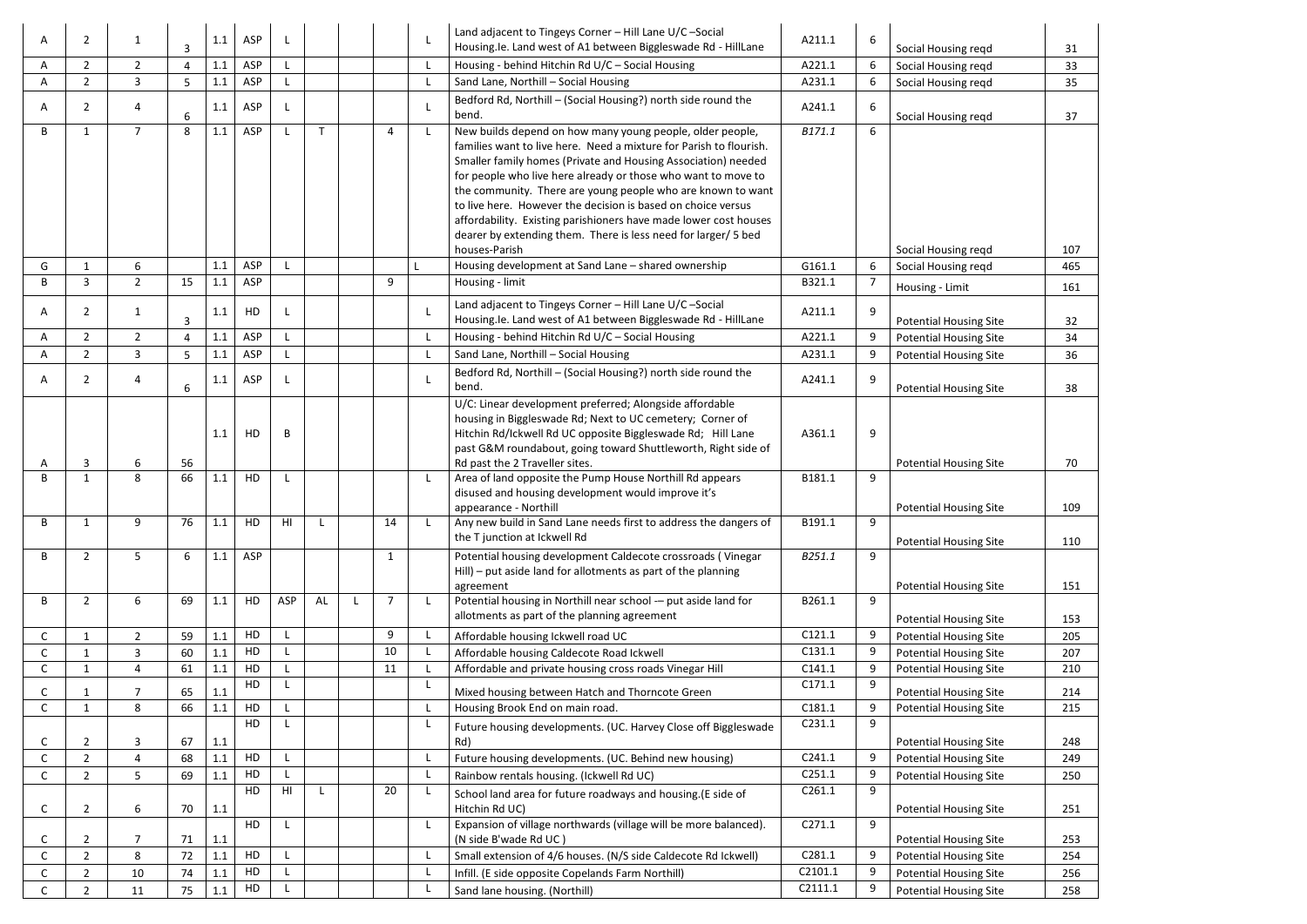| | | | | | | | | | | | | | | | |
|---|---|---|---|---|---|---|---|---|---|---|---|---|---|---|---|
| A | 2 | 1 | 3 | 1.1 | ASP | L | | | | L | Land adjacent to Tingeys Corner – Hill Lane U/C –Social Housing.Ie. Land west of A1 between Biggleswade Rd - HillLane | A211.1 | 6 | Social Housing reqd | 31 |
| A | 2 | 2 | 4 | 1.1 | ASP | L | | | | L | Housing - behind Hitchin Rd U/C – Social Housing | A221.1 | 6 | Social Housing reqd | 33 |
| A | 2 | 3 | 5 | 1.1 | ASP | L | | | | L | Sand Lane, Northill – Social Housing | A231.1 | 6 | Social Housing reqd | 35 |
| A | 2 | 4 | 6 | 1.1 | ASP | L | | | | L | Bedford Rd, Northill – (Social Housing?) north side round the bend. | A241.1 | 6 | Social Housing reqd | 37 |
| B | 1 | 7 | 8 | 1.1 | ASP | L | T | | 4 | L | New builds depend on how many young people, older people, families want to live here. Need a mixture for Parish to flourish. Smaller family homes (Private and Housing Association) needed for people who live here already or those who want to move to the community. There are young people who are known to want to live here. However the decision is based on choice versus affordability. Existing parishioners have made lower cost houses dearer by extending them. There is less need for larger/ 5 bed houses-Parish | B171.1 | 6 | Social Housing reqd | 107 |
| G | 1 | 6 | | 1.1 | ASP | L | | | | L | Housing development at Sand Lane – shared ownership | G161.1 | 6 | Social Housing reqd | 465 |
| B | 3 | 2 | 15 | 1.1 | ASP | | | | 9 | | Housing - limit | B321.1 | 7 | Housing - Limit | 161 |
| A | 2 | 1 | 3 | 1.1 | HD | L | | | | L | Land adjacent to Tingeys Corner – Hill Lane U/C –Social Housing.Ie. Land west of A1 between Biggleswade Rd - HillLane | A211.1 | 9 | Potential Housing Site | 32 |
| A | 2 | 2 | 4 | 1.1 | ASP | L | | | | L | Housing - behind Hitchin Rd U/C – Social Housing | A221.1 | 9 | Potential Housing Site | 34 |
| A | 2 | 3 | 5 | 1.1 | ASP | L | | | | L | Sand Lane, Northill – Social Housing | A231.1 | 9 | Potential Housing Site | 36 |
| A | 2 | 4 | 6 | 1.1 | ASP | L | | | | L | Bedford Rd, Northill – (Social Housing?) north side round the bend. | A241.1 | 9 | Potential Housing Site | 38 |
| A | 3 | 6 | 56 | 1.1 | HD | B | | | | | U/C: Linear development preferred; Alongside affordable housing in Biggleswade Rd; Next to UC cemetery; Corner of Hitchin Rd/Ickwell Rd UC opposite Biggleswade Rd; Hill Lane past G&M roundabout, going toward Shuttleworth, Right side of Rd past the 2 Traveller sites. | A361.1 | 9 | Potential Housing Site | 70 |
| B | 1 | 8 | 66 | 1.1 | HD | L | | | | L | Area of land opposite the Pump House Northill Rd appears disused and housing development would improve it's appearance - Northill | B181.1 | 9 | Potential Housing Site | 109 |
| B | 1 | 9 | 76 | 1.1 | HD | HI | L | | 14 | L | Any new build in Sand Lane needs first to address the dangers of the T junction at Ickwell Rd | B191.1 | 9 | Potential Housing Site | 110 |
| B | 2 | 5 | 6 | 1.1 | ASP | | | | 1 | | Potential housing development Caldecote crossroads ( Vinegar Hill) – put aside land for allotments as part of the planning agreement | B251.1 | 9 | Potential Housing Site | 151 |
| B | 2 | 6 | 69 | 1.1 | HD | ASP | AL | L | 7 | L | Potential housing in Northill near school -– put aside land for allotments as part of the planning agreement | B261.1 | 9 | Potential Housing Site | 153 |
| C | 1 | 2 | 59 | 1.1 | HD | L | | | 9 | L | Affordable housing Ickwell road UC | C121.1 | 9 | Potential Housing Site | 205 |
| C | 1 | 3 | 60 | 1.1 | HD | L | | | 10 | L | Affordable housing Caldecote Road Ickwell | C131.1 | 9 | Potential Housing Site | 207 |
| C | 1 | 4 | 61 | 1.1 | HD | L | | | 11 | L | Affordable and private housing cross roads Vinegar Hill | C141.1 | 9 | Potential Housing Site | 210 |
| C | 1 | 7 | 65 | 1.1 | HD | L | | | | L | Mixed housing between Hatch and Thorncote Green | C171.1 | 9 | Potential Housing Site | 214 |
| C | 1 | 8 | 66 | 1.1 | HD | L | | | | L | Housing Brook End on main road. | C181.1 | 9 | Potential Housing Site | 215 |
| C | 2 | 3 | 67 | 1.1 | HD | L | | | | L | Future housing developments. (UC. Harvey Close off Biggleswade Rd) | C231.1 | 9 | Potential Housing Site | 248 |
| C | 2 | 4 | 68 | 1.1 | HD | L | | | | L | Future housing developments. (UC. Behind new housing) | C241.1 | 9 | Potential Housing Site | 249 |
| C | 2 | 5 | 69 | 1.1 | HD | L | | | | L | Rainbow rentals housing. (Ickwell Rd UC) | C251.1 | 9 | Potential Housing Site | 250 |
| C | 2 | 6 | 70 | 1.1 | HD | HI | L | | 20 | L | School land area for future roadways and housing.(E side of Hitchin Rd UC) | C261.1 | 9 | Potential Housing Site | 251 |
| C | 2 | 7 | 71 | 1.1 | HD | L | | | | L | Expansion of village northwards (village will be more balanced). (N side B'wade Rd UC ) | C271.1 | 9 | Potential Housing Site | 253 |
| C | 2 | 8 | 72 | 1.1 | HD | L | | | | L | Small extension of 4/6 houses. (N/S side Caldecote Rd Ickwell) | C281.1 | 9 | Potential Housing Site | 254 |
| C | 2 | 10 | 74 | 1.1 | HD | L | | | | L | Infill. (E side opposite Copelands Farm Northill) | C2101.1 | 9 | Potential Housing Site | 256 |
| C | 2 | 11 | 75 | 1.1 | HD | L | | | | L | Sand lane housing. (Northill) | C2111.1 | 9 | Potential Housing Site | 258 |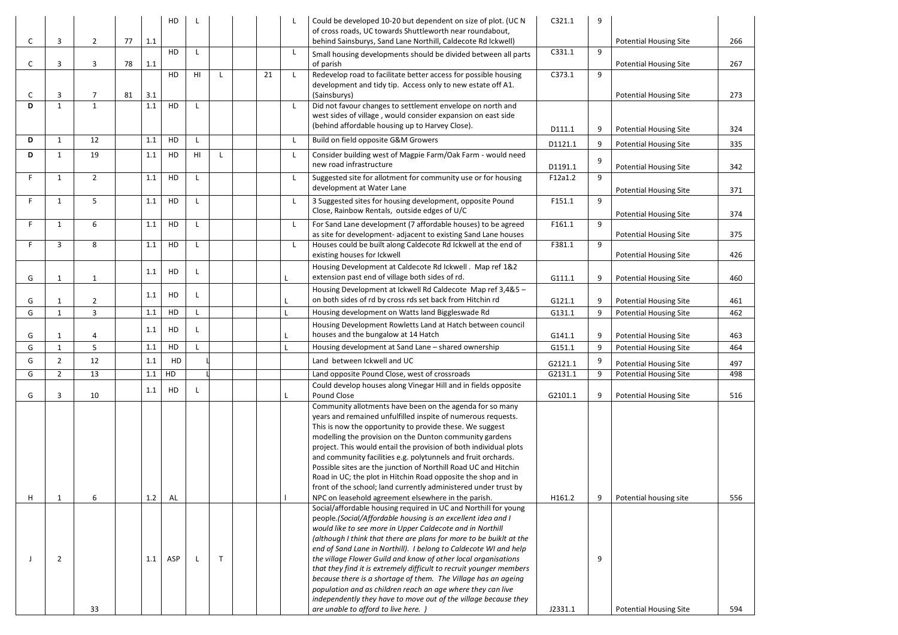| | | | | | | | | | | | | | | | |
|---|---|---|---|---|---|---|---|---|---|---|---|---|---|---|---|
| C | 3 | 2 | 77 | 1.1 | HD | L | | | | | L | Could be developed 10-20 but dependent on size of plot. (UC N of cross roads, UC towards Shuttleworth near roundabout, behind Sainsburys, Sand Lane Northill, Caldecote Rd Ickwell) | C321.1 | 9 | Potential Housing Site | 266 |
| C | 3 | 3 | 78 | 1.1 | HD | L | | | | | L | Small housing developments should be divided between all parts of parish | C331.1 | 9 | Potential Housing Site | 267 |
| C | 3 | 7 | 81 | 3.1 | HD | HI | L | | 21 | | L | Redevelop road to facilitate better access for possible housing development and tidy tip. Access only to new estate off A1. (Sainsburys) | C373.1 | 9 | Potential Housing Site | 273 |
| D | 1 | 1 | | 1.1 | HD | L | | | | | L | Did not favour changes to settlement envelope on north and west sides of village , would consider expansion on east side (behind affordable housing up to Harvey Close). | D111.1 | 9 | Potential Housing Site | 324 |
| D | 1 | 12 | | 1.1 | HD | L | | | | | L | Build on field opposite G&M Growers | D1121.1 | 9 | Potential Housing Site | 335 |
| D | 1 | 19 | | 1.1 | HD | HI | L | | | | L | Consider building west of Magpie Farm/Oak Farm - would need new road infrastructure | D1191.1 | 9 | Potential Housing Site | 342 |
| F | 1 | 2 | | 1.1 | HD | L | | | | | L | Suggested site for allotment for community use or for housing development at Water Lane | F12a1.2 | 9 | Potential Housing Site | 371 |
| F | 1 | 5 | | 1.1 | HD | L | | | | | L | 3 Suggested sites for housing development, opposite Pound Close, Rainbow Rentals, outside edges of U/C | F151.1 | 9 | Potential Housing Site | 374 |
| F | 1 | 6 | | 1.1 | HD | L | | | | | L | For Sand Lane development (7 affordable houses) to be agreed as site for development- adjacent to existing Sand Lane houses | F161.1 | 9 | Potential Housing Site | 375 |
| F | 3 | 8 | | 1.1 | HD | L | | | | | L | Houses could be built along Caldecote Rd Ickwell at the end of existing houses for Ickwell | F381.1 | 9 | Potential Housing Site | 426 |
| G | 1 | 1 | | 1.1 | HD | L | | | | | L | Housing Development at Caldecote Rd Ickwell . Map ref 1&2 extension past end of village both sides of rd. | G111.1 | 9 | Potential Housing Site | 460 |
| G | 1 | 2 | | 1.1 | HD | L | | | | | L | Housing Development at Ickwell Rd Caldecote Map ref 3,4&5 – on both sides of rd by cross rds set back from Hitchin rd | G121.1 | 9 | Potential Housing Site | 461 |
| G | 1 | 3 | | 1.1 | HD | L | | | | | L | Housing development on Watts land Biggleswade Rd | G131.1 | 9 | Potential Housing Site | 462 |
| G | 1 | 4 | | 1.1 | HD | L | | | | | L | Housing Development Rowletts Land at Hatch between council houses and the bungalow at 14 Hatch | G141.1 | 9 | Potential Housing Site | 463 |
| G | 1 | 5 | | 1.1 | HD | L | | | | | L | Housing development at Sand Lane – shared ownership | G151.1 | 9 | Potential Housing Site | 464 |
| G | 2 | 12 | | 1.1 | HD | l | | | | | | Land between Ickwell and UC | G2121.1 | 9 | Potential Housing Site | 497 |
| G | 2 | 13 | | 1.1 | HD | l | | | | | | Land opposite Pound Close, west of crossroads | G2131.1 | 9 | Potential Housing Site | 498 |
| G | 3 | 10 | | 1.1 | HD | L | | | | | L | Could develop houses along Vinegar Hill and in fields opposite Pound Close | G2101.1 | 9 | Potential Housing Site | 516 |
| H | 1 | 6 | | 1.2 | AL | | | | | | I | Community allotments have been on the agenda for so many years and remained unfulfilled inspite of numerous requests. This is now the opportunity to provide these. We suggest modelling the provision on the Dunton community gardens project. This would entail the provision of both individual plots and community facilities e.g. polytunnels and fruit orchards. Possible sites are the junction of Northill Road UC and Hitchin Road in UC; the plot in Hitchin Road opposite the shop and in front of the school; land currently administered under trust by NPC on leasehold agreement elsewhere in the parish. | H161.2 | 9 | Potential housing site | 556 |
| J | 2 | 33 | | 1.1 | ASP | L | T | | | | | Social/affordable housing required in UC and Northill for young people.*(Social/Affordable housing is an excellent idea and I would like to see more in Upper Caldecote and in Northill (although I think that there are plans for more to be buiklt at the end of Sand Lane in Northill). I belong to Caldecote WI and help the village Flower Guild and know of other local organisations that they find it is extremely difficult to recruit younger members because there is a shortage of them. The Village has an ageing population and as children reach an age where they can live independently they have to move out of the village because they are unable to afford to live here. )* | J2331.1 | 9 | Potential Housing Site | 594 |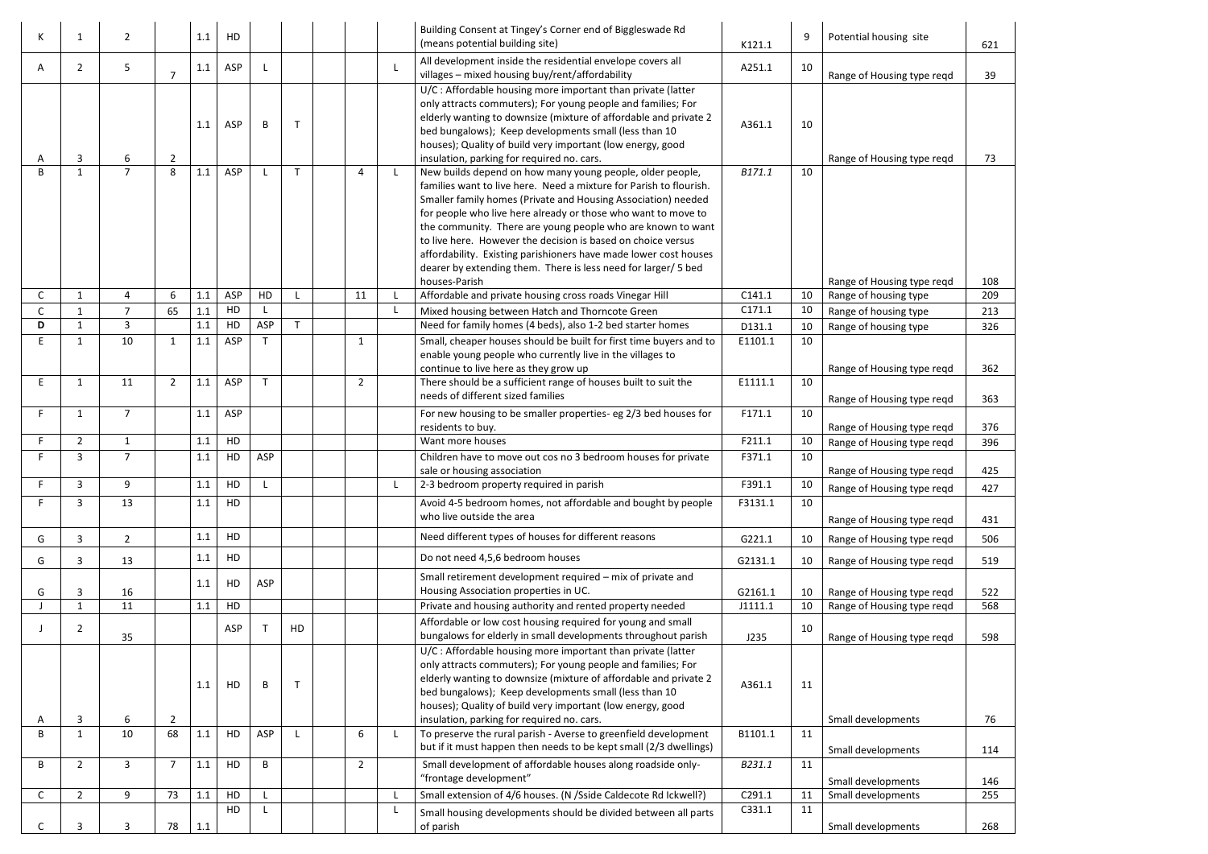| | | | | | | | | | | | | | | | |
|---|---|---|---|---|---|---|---|---|---|---|---|---|---|---|---|
| K | 1 | 2 | | 1.1 | HD | | | | | | Building Consent at Tingey's Corner end of Biggleswade Rd (means potential building site) | K121.1 | 9 | Potential housing site | 621 |
| A | 2 | 5 | 7 | 1.1 | ASP | L | | | | L | All development inside the residential envelope covers all villages – mixed housing buy/rent/affordability | A251.1 | 10 | Range of Housing type reqd | 39 |
| A | 3 | 6 | 2 | 1.1 | ASP | B | T | | | | U/C : Affordable housing more important than private (latter only attracts commuters); For young people and families; For elderly wanting to downsize (mixture of affordable and private 2 bed bungalows); Keep developments small (less than 10 houses); Quality of build very important (low energy, good insulation, parking for required no. cars. | A361.1 | 10 | Range of Housing type reqd | 73 |
| B | 1 | 7 | 8 | 1.1 | ASP | L | T | | 4 | L | New builds depend on how many young people, older people, families want to live here. Need a mixture for Parish to flourish. Smaller family homes (Private and Housing Association) needed for people who live here already or those who want to move to the community. There are young people who are known to want to live here. However the decision is based on choice versus affordability. Existing parishioners have made lower cost houses dearer by extending them. There is less need for larger/ 5 bed houses-Parish | *B171.1* | 10 | Range of Housing type reqd | 108 |
| C | 1 | 4 | 6 | 1.1 | ASP | HD | L | | 11 | L | Affordable and private housing cross roads Vinegar Hill | C141.1 | 10 | Range of housing type | 209 |
| C | 1 | 7 | 65 | 1.1 | HD | L | | | | L | Mixed housing between Hatch and Thorncote Green | C171.1 | 10 | Range of housing type | 213 |
| **D** | 1 | 3 | | 1.1 | HD | ASP | T | | | | Need for family homes (4 beds), also 1-2 bed starter homes | D131.1 | 10 | Range of housing type | 326 |
| E | 1 | 10 | 1 | 1.1 | ASP | T | | | 1 | | Small, cheaper houses should be built for first time buyers and to enable young people who currently live in the villages to continue to live here as they grow up | E1101.1 | 10 | Range of Housing type reqd | 362 |
| E | 1 | 11 | 2 | 1.1 | ASP | T | | | 2 | | There should be a sufficient range of houses built to suit the needs of different sized families | E1111.1 | 10 | Range of Housing type reqd | 363 |
| F | 1 | 7 | | 1.1 | ASP | | | | | | For new housing to be smaller properties- eg 2/3 bed houses for residents to buy. | F171.1 | 10 | Range of Housing type reqd | 376 |
| F | 2 | 1 | | 1.1 | HD | | | | | | Want more houses | F211.1 | 10 | Range of Housing type reqd | 396 |
| F | 3 | 7 | | 1.1 | HD | ASP | | | | | Children have to move out cos no 3 bedroom houses for private sale or housing association | F371.1 | 10 | Range of Housing type reqd | 425 |
| F | 3 | 9 | | 1.1 | HD | L | | | | L | 2-3 bedroom property required in parish | F391.1 | 10 | Range of Housing type reqd | 427 |
| F | 3 | 13 | | 1.1 | HD | | | | | | Avoid 4-5 bedroom homes, not affordable and bought by people who live outside the area | F3131.1 | 10 | Range of Housing type reqd | 431 |
| G | 3 | 2 | | 1.1 | HD | | | | | | Need different types of houses for different reasons | G221.1 | 10 | Range of Housing type reqd | 506 |
| G | 3 | 13 | | 1.1 | HD | | | | | | Do not need 4,5,6 bedroom houses | G2131.1 | 10 | Range of Housing type reqd | 519 |
| G | 3 | 16 | | 1.1 | HD | ASP | | | | | Small retirement development required – mix of private and Housing Association properties in UC. | G2161.1 | 10 | Range of Housing type reqd | 522 |
| J | 1 | 11 | | 1.1 | HD | | | | | | Private and housing authority and rented property needed | J1111.1 | 10 | Range of Housing type reqd | 568 |
| J | 2 | 35 | | | ASP | T | HD | | | | Affordable or low cost housing required for young and small bungalows for elderly in small developments throughout parish | J235 | 10 | Range of Housing type reqd | 598 |
| A | 3 | 6 | 2 | 1.1 | HD | B | T | | | | U/C : Affordable housing more important than private (latter only attracts commuters); For young people and families; For elderly wanting to downsize (mixture of affordable and private 2 bed bungalows); Keep developments small (less than 10 houses); Quality of build very important (low energy, good insulation, parking for required no. cars. | A361.1 | 11 | Small developments | 76 |
| B | 1 | 10 | 68 | 1.1 | HD | ASP | L | | 6 | L | To preserve the rural parish - Averse to greenfield development but if it must happen then needs to be kept small (2/3 dwellings) | B1101.1 | 11 | Small developments | 114 |
| B | 2 | 3 | 7 | 1.1 | HD | B | | | 2 | | Small development of affordable houses along roadside only- "frontage development" | *B231.1* | 11 | Small developments | 146 |
| C | 2 | 9 | 73 | 1.1 | HD | L | | | | L | Small extension of 4/6 houses. (N /Sside Caldecote Rd Ickwell?) | C291.1 | 11 | Small developments | 255 |
| C | 3 | 3 | 78 | 1.1 | HD | L | | | | L | Small housing developments should be divided between all parts of parish | C331.1 | 11 | Small developments | 268 |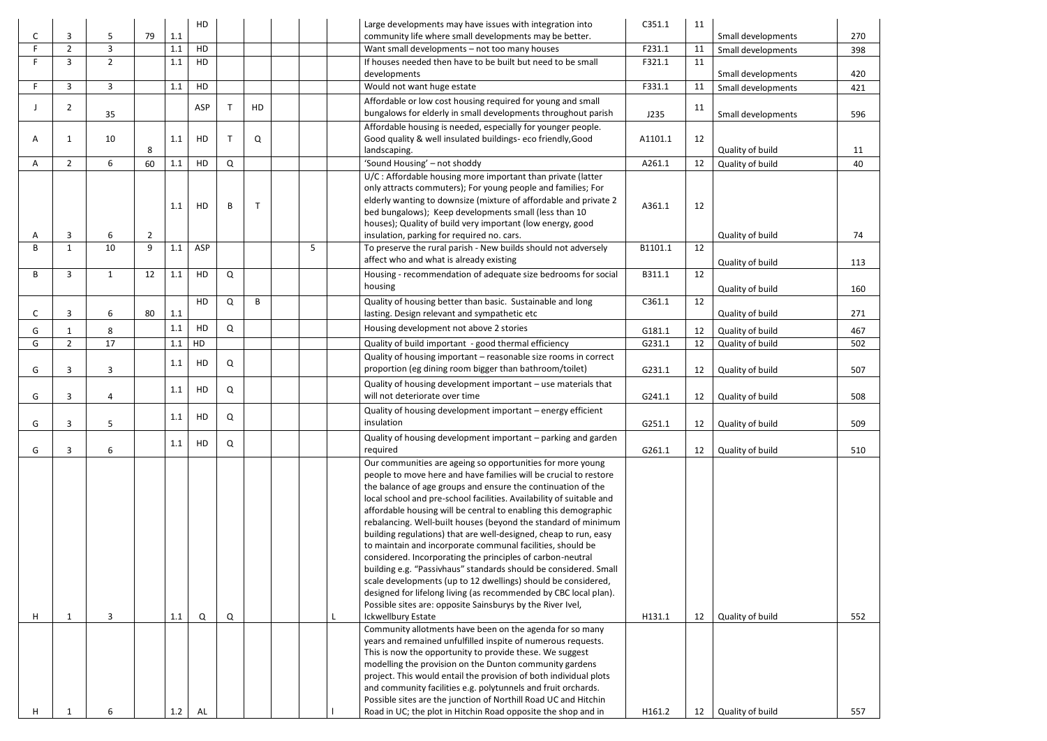| | | | | | | | | | | | | | | | | |
|---|---|---|---|---|---|---|---|---|---|---|---|---|---|---|---|---|
| C | 3 | 5 | 79 | 1.1 | HD | | | | | | | Large developments may have issues with integration into community life where small developments may be better. | C351.1 | 11 | Small developments | 270 |
| F | 2 | 3 | | 1.1 | HD | | | | | | | Want small developments – not too many houses | F231.1 | 11 | Small developments | 398 |
| F | 3 | 2 | | 1.1 | HD | | | | | | | If houses needed then have to be built but need to be small developments | F321.1 | 11 | Small developments | 420 |
| F | 3 | 3 | | 1.1 | HD | | | | | | | Would not want huge estate | F331.1 | 11 | Small developments | 421 |
| J | 2 | 35 | | | ASP | T | HD | | | | | Affordable or low cost housing required for young and small bungalows for elderly in small developments throughout parish | J235 | 11 | Small developments | 596 |
| A | 1 | 10 | 8 | 1.1 | HD | T | Q | | | | | Affordable housing is needed, especially for younger people. Good quality & well insulated buildings- eco friendly,Good landscaping. | A1101.1 | 12 | Quality of build | 11 |
| A | 2 | 6 | 60 | 1.1 | HD | Q | | | | | | 'Sound Housing' – not shoddy | A261.1 | 12 | Quality of build | 40 |
| A | 3 | 6 | 2 | 1.1 | HD | B | T | | | | | U/C : Affordable housing more important than private (latter only attracts commuters); For young people and families; For elderly wanting to downsize (mixture of affordable and private 2 bed bungalows); Keep developments small (less than 10 houses); Quality of build very important (low energy, good insulation, parking for required no. cars. | A361.1 | 12 | Quality of build | 74 |
| B | 1 | 10 | 9 | 1.1 | ASP | | | | | 5 | | To preserve the rural parish - New builds should not adversely affect who and what is already existing | B1101.1 | 12 | Quality of build | 113 |
| B | 3 | 1 | 12 | 1.1 | HD | Q | | | | | | Housing - recommendation of adequate size bedrooms for social housing | B311.1 | 12 | Quality of build | 160 |
| C | 3 | 6 | 80 | 1.1 | HD | Q | B | | | | | Quality of housing better than basic. Sustainable and long lasting. Design relevant and sympathetic etc | C361.1 | 12 | Quality of build | 271 |
| G | 1 | 8 | | 1.1 | HD | Q | | | | | | Housing development not above 2 stories | G181.1 | 12 | Quality of build | 467 |
| G | 2 | 17 | | 1.1 | HD | | | | | | | Quality of build important - good thermal efficiency | G231.1 | 12 | Quality of build | 502 |
| G | 3 | 3 | | 1.1 | HD | Q | | | | | | Quality of housing important – reasonable size rooms in correct proportion (eg dining room bigger than bathroom/toilet) | G231.1 | 12 | Quality of build | 507 |
| G | 3 | 4 | | 1.1 | HD | Q | | | | | | Quality of housing development important – use materials that will not deteriorate over time | G241.1 | 12 | Quality of build | 508 |
| G | 3 | 5 | | 1.1 | HD | Q | | | | | | Quality of housing development important – energy efficient insulation | G251.1 | 12 | Quality of build | 509 |
| G | 3 | 6 | | 1.1 | HD | Q | | | | | | Quality of housing development important – parking and garden required | G261.1 | 12 | Quality of build | 510 |
| H | 1 | 3 | | 1.1 | Q | Q | | | | | L | Our communities are ageing so opportunities for more young people to move here and have families will be crucial to restore the balance of age groups and ensure the continuation of the local school and pre-school facilities. Availability of suitable and affordable housing will be central to enabling this demographic rebalancing. Well-built houses (beyond the standard of minimum building regulations) that are well-designed, cheap to run, easy to maintain and incorporate communal facilities, should be considered. Incorporating the principles of carbon-neutral building e.g. "Passivhaus" standards should be considered. Small scale developments (up to 12 dwellings) should be considered, designed for lifelong living (as recommended by CBC local plan). Possible sites are: opposite Sainsburys by the River Ivel, Ickwellbury Estate | H131.1 | 12 | Quality of build | 552 |
| H | 1 | 6 | | 1.2 | AL | | | | | | I | Community allotments have been on the agenda for so many years and remained unfulfilled inspite of numerous requests. This is now the opportunity to provide these. We suggest modelling the provision on the Dunton community gardens project. This would entail the provision of both individual plots and community facilities e.g. polytunnels and fruit orchards. Possible sites are the junction of Northill Road UC and Hitchin Road in UC; the plot in Hitchin Road opposite the shop and in | H161.2 | 12 | Quality of build | 557 |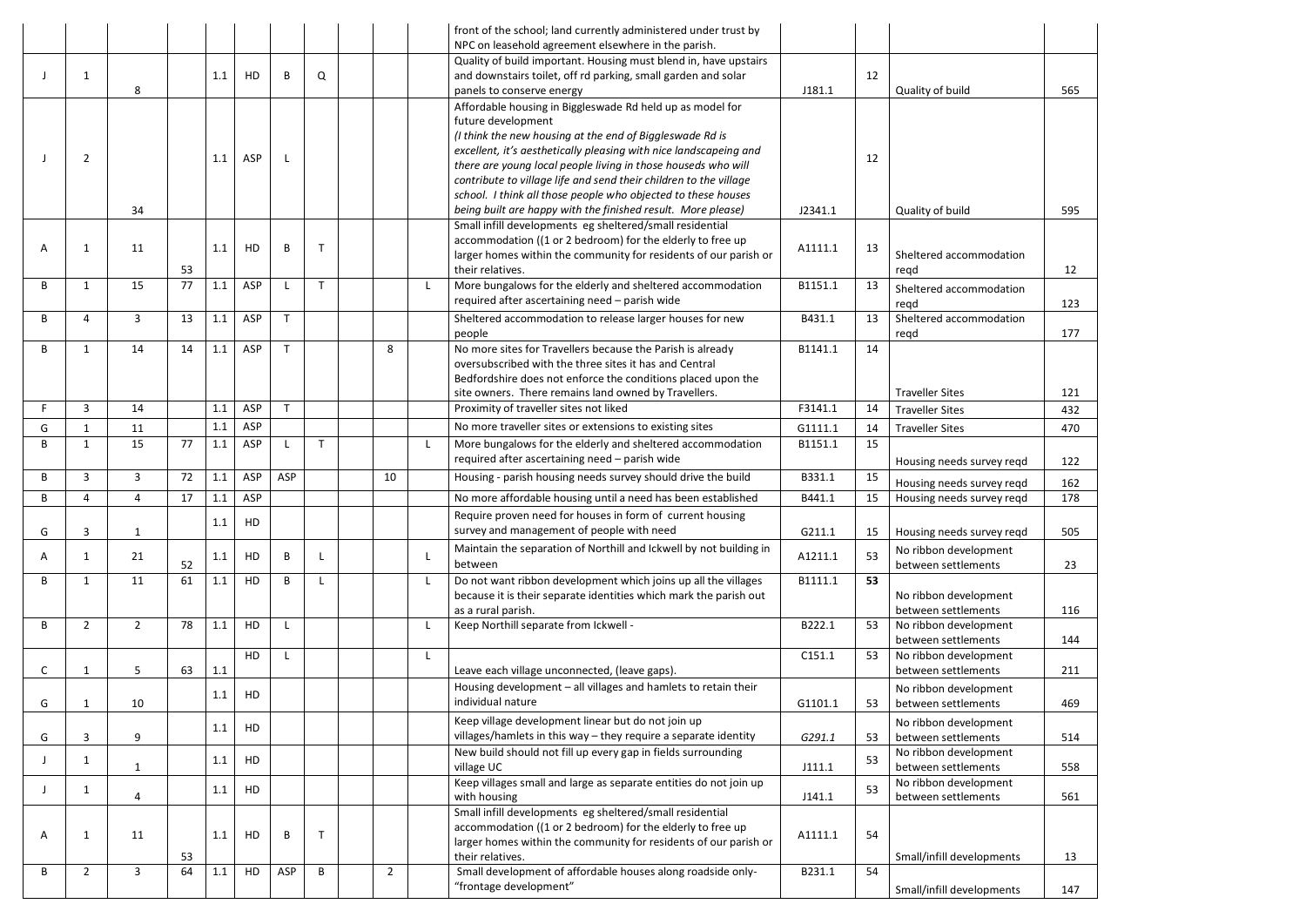| | | | | | | | | | | | | | | | |
|---|---|---|---|---|---|---|---|---|---|---|---|---|---|---|---|
| | | | | | | | | | | | front of the school; land currently administered under trust by NPC on leasehold agreement elsewhere in the parish. | | | | |
| J | 1 | 8 | | 1.1 | HD | B | Q | | | | Quality of build important. Housing must blend in, have upstairs and downstairs toilet, off rd parking, small garden and solar panels to conserve energy | J181.1 | 12 | Quality of build | 565 |
| J | 2 | 34 | | 1.1 | ASP | L | | | | | Affordable housing in Biggleswade Rd held up as model for future development *(I think the new housing at the end of Biggleswade Rd is excellent, it's aesthetically pleasing with nice landscapeing and there are young local people living in those houseds who will contribute to village life and send their children to the village school. I think all those people who objected to these houses being built are happy with the finished result. More please)* | J2341.1 | 12 | Quality of build | 595 |
| A | 1 | 11 | 53 | 1.1 | HD | B | T | | | | Small infill developments eg sheltered/small residential accommodation ((1 or 2 bedroom) for the elderly to free up larger homes within the community for residents of our parish or their relatives. | A1111.1 | 13 | Sheltered accommodation reqd | 12 |
| B | 1 | 15 | 77 | 1.1 | ASP | L | T | | | L | More bungalows for the elderly and sheltered accommodation required after ascertaining need – parish wide | B1151.1 | 13 | Sheltered accommodation reqd | 123 |
| B | 4 | 3 | 13 | 1.1 | ASP | T | | | | | Sheltered accommodation to release larger houses for new people | B431.1 | 13 | Sheltered accommodation reqd | 177 |
| B | 1 | 14 | 14 | 1.1 | ASP | T | | | 8 | | No more sites for Travellers because the Parish is already oversubscribed with the three sites it has and Central Bedfordshire does not enforce the conditions placed upon the site owners. There remains land owned by Travellers. | B1141.1 | 14 | Traveller Sites | 121 |
| F | 3 | 14 | | 1.1 | ASP | T | | | | | Proximity of traveller sites not liked | F3141.1 | 14 | Traveller Sites | 432 |
| G | 1 | 11 | | 1.1 | ASP | | | | | | No more traveller sites or extensions to existing sites | G1111.1 | 14 | Traveller Sites | 470 |
| B | 1 | 15 | 77 | 1.1 | ASP | L | T | | | L | More bungalows for the elderly and sheltered accommodation required after ascertaining need – parish wide | B1151.1 | 15 | Housing needs survey reqd | 122 |
| B | 3 | 3 | 72 | 1.1 | ASP | ASP | | | 10 | | Housing - parish housing needs survey should drive the build | B331.1 | 15 | Housing needs survey reqd | 162 |
| B | 4 | 4 | 17 | 1.1 | ASP | | | | | | No more affordable housing until a need has been established | B441.1 | 15 | Housing needs survey reqd | 178 |
| G | 3 | 1 | | 1.1 | HD | | | | | | Require proven need for houses in form of current housing survey and management of people with need | G211.1 | 15 | Housing needs survey reqd | 505 |
| A | 1 | 21 | 52 | 1.1 | HD | B | L | | | L | Maintain the separation of Northill and Ickwell by not building in between | A1211.1 | 53 | No ribbon development between settlements | 23 |
| B | 1 | 11 | 61 | 1.1 | HD | B | L | | | L | Do not want ribbon development which joins up all the villages because it is their separate identities which mark the parish out as a rural parish. | B1111.1 | **53** | No ribbon development between settlements | 116 |
| B | 2 | 2 | 78 | 1.1 | HD | L | | | | L | Keep Northill separate from Ickwell - | B222.1 | 53 | No ribbon development between settlements | 144 |
| C | 1 | 5 | 63 | 1.1 | HD | L | | | | L | Leave each village unconnected, (leave gaps). | C151.1 | 53 | No ribbon development between settlements | 211 |
| G | 1 | 10 | | 1.1 | HD | | | | | | Housing development – all villages and hamlets to retain their individual nature | G1101.1 | 53 | No ribbon development between settlements | 469 |
| G | 3 | 9 | | 1.1 | HD | | | | | | Keep village development linear but do not join up villages/hamlets in this way – they require a separate identity | *G291.1* | 53 | No ribbon development between settlements | 514 |
| J | 1 | 1 | | 1.1 | HD | | | | | | New build should not fill up every gap in fields surrounding village UC | J111.1 | 53 | No ribbon development between settlements | 558 |
| J | 1 | 4 | | 1.1 | HD | | | | | | Keep villages small and large as separate entities do not join up with housing | J141.1 | 53 | No ribbon development between settlements | 561 |
| A | 1 | 11 | 53 | 1.1 | HD | B | T | | | | Small infill developments eg sheltered/small residential accommodation ((1 or 2 bedroom) for the elderly to free up larger homes within the community for residents of our parish or their relatives. | A1111.1 | 54 | Small/infill developments | 13 |
| B | 2 | 3 | 64 | 1.1 | HD | ASP | B | | 2 | | Small development of affordable houses along roadside only- "frontage development" | B231.1 | 54 | Small/infill developments | 147 |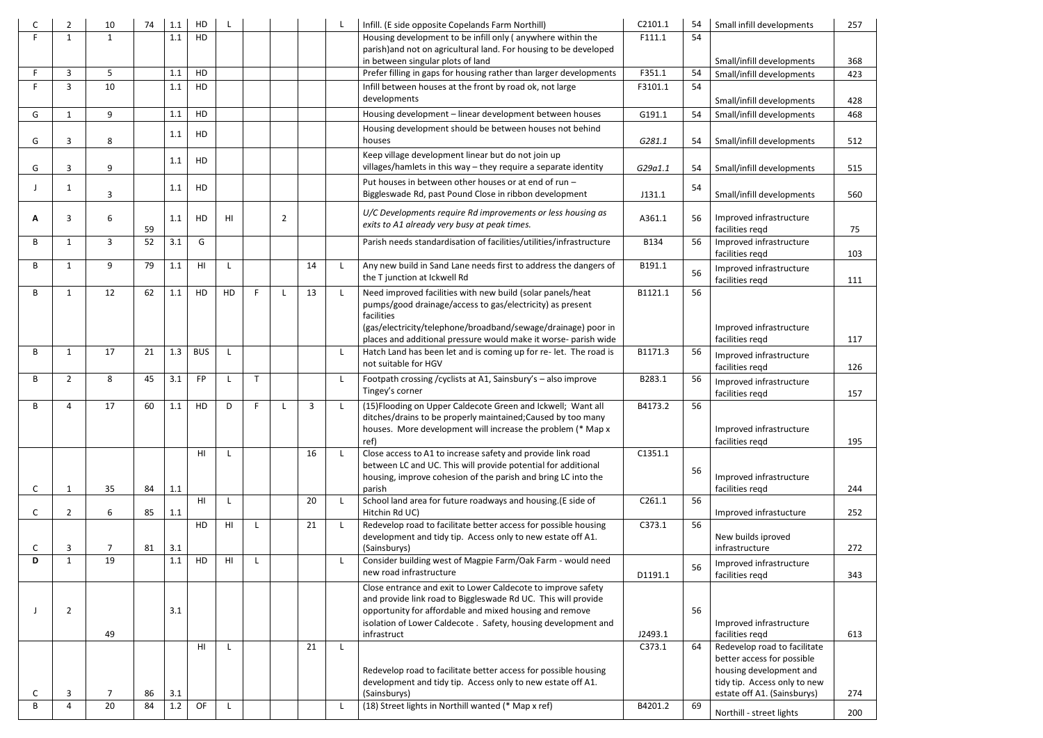| | | | | | | | | | | | | | | | | |
|---|---|---|---|---|---|---|---|---|---|---|---|---|---|---|---|---|
| C | 2 | 10 | 74 | 1.1 | HD | L | | | | | L | Infill. (E side opposite Copelands Farm Northill) | C2101.1 | 54 | Small infill developments | 257 |
| F | 1 | 1 | | 1.1 | HD | | | | | | | Housing development to be infill only ( anywhere within the parish)and not on agricultural land. For housing to be developed in between singular plots of land | F111.1 | 54 | Small/infill developments | 368 |
| F | 3 | 5 | | 1.1 | HD | | | | | | | Prefer filling in gaps for housing rather than larger developments | F351.1 | 54 | Small/infill developments | 423 |
| F | 3 | 10 | | 1.1 | HD | | | | | | | Infill between houses at the front by road ok, not large developments | F3101.1 | 54 | Small/infill developments | 428 |
| G | 1 | 9 | | 1.1 | HD | | | | | | | Housing development – linear development between houses | G191.1 | 54 | Small/infill developments | 468 |
| G | 3 | 8 | | 1.1 | HD | | | | | | | Housing development should be between houses not behind houses | *G281.1* | 54 | Small/infill developments | 512 |
| G | 3 | 9 | | 1.1 | HD | | | | | | | Keep village development linear but do not join up villages/hamlets in this way – they require a separate identity | *G29a1.1* | 54 | Small/infill developments | 515 |
| J | 1 | 3 | | 1.1 | HD | | | | | | | Put houses in between other houses or at end of run – Biggleswade Rd, past Pound Close in ribbon development | J131.1 | 54 | Small/infill developments | 560 |
| **A** | 3 | 6 | 59 | 1.1 | HD | HI | | 2 | | | | *U/C Developments require Rd improvements or less housing as exits to A1 already very busy at peak times.* | A361.1 | 56 | Improved infrastructure facilities reqd | 75 |
| B | 1 | 3 | 52 | 3.1 | G | | | | | | | Parish needs standardisation of facilities/utilities/infrastructure | B134 | 56 | Improved infrastructure facilities reqd | 103 |
| B | 1 | 9 | 79 | 1.1 | HI | L | | | | 14 | L | Any new build in Sand Lane needs first to address the dangers of the T junction at Ickwell Rd | B191.1 | 56 | Improved infrastructure facilities reqd | 111 |
| B | 1 | 12 | 62 | 1.1 | HD | HD | F | L | | 13 | L | Need improved facilities with new build (solar panels/heat pumps/good drainage/access to gas/electricity) as present facilities (gas/electricity/telephone/broadband/sewage/drainage) poor in places and additional pressure would make it worse- parish wide | B1121.1 | 56 | Improved infrastructure facilities reqd | 117 |
| B | 1 | 17 | 21 | 1.3 | BUS | L | | | | | L | Hatch Land has been let and is coming up for re- let. The road is not suitable for HGV | B1171.3 | 56 | Improved infrastructure facilities reqd | 126 |
| B | 2 | 8 | 45 | 3.1 | FP | L | T | | | | L | Footpath crossing /cyclists at A1, Sainsbury's – also improve Tingey's corner | B283.1 | 56 | Improved infrastructure facilities reqd | 157 |
| B | 4 | 17 | 60 | 1.1 | HD | D | F | L | | 3 | L | (15)Flooding on Upper Caldecote Green and Ickwell; Want all ditches/drains to be properly maintained;Caused by too many houses. More development will increase the problem (* Map x ref) | B4173.2 | 56 | Improved infrastructure facilities reqd | 195 |
| C | 1 | 35 | 84 | 1.1 | HI | L | | | | 16 | L | Close access to A1 to increase safety and provide link road between LC and UC. This will provide potential for additional housing, improve cohesion of the parish and bring LC into the parish | C1351.1 | 56 | Improved infrastructure facilities reqd | 244 |
| C | 2 | 6 | 85 | 1.1 | HI | L | | | | 20 | L | School land area for future roadways and housing.(E side of Hitchin Rd UC) | C261.1 | 56 | Improved infrastucture | 252 |
| C | 3 | 7 | 81 | 3.1 | HD | HI | L | | | 21 | L | Redevelop road to facilitate better access for possible housing development and tidy tip. Access only to new estate off A1. (Sainsburys) | C373.1 | 56 | New builds iproved infrastructure | 272 |
| **D** | 1 | 19 | | 1.1 | HD | HI | L | | | | L | Consider building west of Magpie Farm/Oak Farm - would need new road infrastructure | D1191.1 | 56 | Improved infrastructure facilities reqd | 343 |
| J | 2 | 49 | | 3.1 | | | | | | | | Close entrance and exit to Lower Caldecote to improve safety and provide link road to Biggleswade Rd UC. This will provide opportunity for affordable and mixed housing and remove isolation of Lower Caldecote . Safety, housing development and infrastruct | J2493.1 | 56 | Improved infrastructure facilities reqd | 613 |
| C | 3 | 7 | 86 | 3.1 | HI | L | | | | 21 | L | Redevelop road to facilitate better access for possible housing development and tidy tip. Access only to new estate off A1. (Sainsburys) | C373.1 | 64 | Redevelop road to facilitate better access for possible housing development and tidy tip. Access only to new estate off A1. (Sainsburys) | 274 |
| B | 4 | 20 | 84 | 1.2 | OF | L | | | | | L | (18) Street lights in Northill wanted (* Map x ref) | B4201.2 | 69 | Northill - street lights | 200 |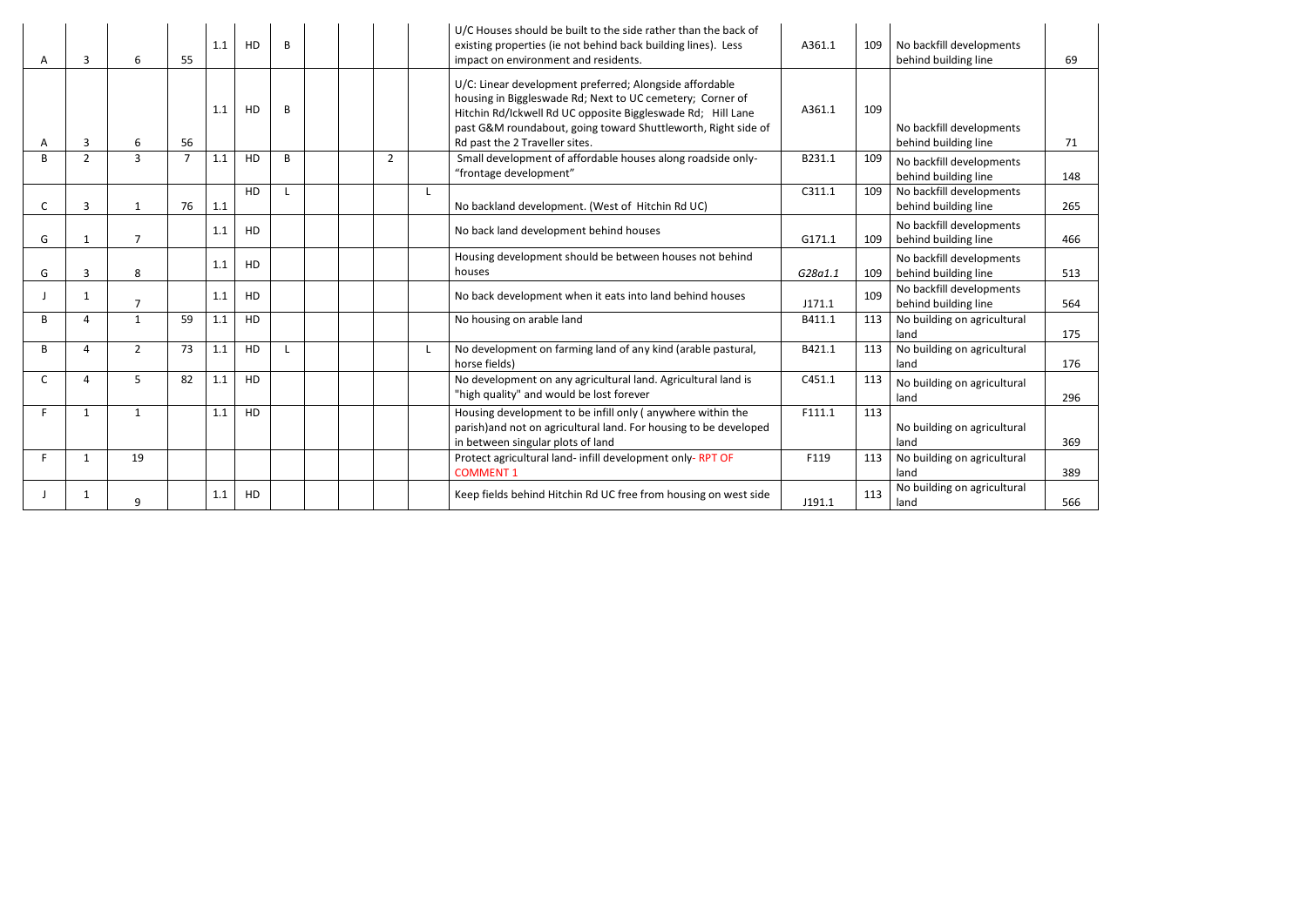| | | | | | | | | | | | | | | | |
|---|---|---|---|---|---|---|---|---|---|---|---|---|---|---|---|
| A | 3 | 6 | 55 | 1.1 | HD | B | | | | | U/C Houses should be built to the side rather than the back of existing properties (ie not behind back building lines). Less impact on environment and residents. | A361.1 | 109 | No backfill developments behind building line | 69 |
| A | 3 | 6 | 56 | 1.1 | HD | B | | | | | U/C: Linear development preferred; Alongside affordable housing in Biggleswade Rd; Next to UC cemetery; Corner of Hitchin Rd/Ickwell Rd UC opposite Biggleswade Rd; Hill Lane past G&M roundabout, going toward Shuttleworth, Right side of Rd past the 2 Traveller sites. | A361.1 | 109 | No backfill developments behind building line | 71 |
| B | 2 | 3 | 7 | 1.1 | HD | B | | | 2 | | Small development of affordable houses along roadside only- "frontage development" | B231.1 | 109 | No backfill developments behind building line | 148 |
| C | 3 | 1 | 76 | 1.1 | HD | L | | | | L | No backland development. (West of Hitchin Rd UC) | C311.1 | 109 | No backfill developments behind building line | 265 |
| G | 1 | 7 | | 1.1 | HD | | | | | | No back land development behind houses | G171.1 | 109 | No backfill developments behind building line | 466 |
| G | 3 | 8 | | 1.1 | HD | | | | | | Housing development should be between houses not behind houses | *G28a1.1* | 109 | No backfill developments behind building line | 513 |
| J | 1 | 7 | | 1.1 | HD | | | | | | No back development when it eats into land behind houses | J171.1 | 109 | No backfill developments behind building line | 564 |
| B | 4 | 1 | 59 | 1.1 | HD | | | | | | No housing on arable land | B411.1 | 113 | No building on agricultural land | 175 |
| B | 4 | 2 | 73 | 1.1 | HD | L | | | | L | No development on farming land of any kind (arable pastural, horse fields) | B421.1 | 113 | No building on agricultural land | 176 |
| C | 4 | 5 | 82 | 1.1 | HD | | | | | | No development on any agricultural land. Agricultural land is "high quality" and would be lost forever | C451.1 | 113 | No building on agricultural land | 296 |
| F | 1 | 1 | | 1.1 | HD | | | | | | Housing development to be infill only ( anywhere within the parish)and not on agricultural land. For housing to be developed in between singular plots of land | F111.1 | 113 | No building on agricultural land | 369 |
| F | 1 | 19 | | | | | | | | | Protect agricultural land- infill development only- RPT OF COMMENT 1 | F119 | 113 | No building on agricultural land | 389 |
| J | 1 | 9 | | 1.1 | HD | | | | | | Keep fields behind Hitchin Rd UC free from housing on west side | J191.1 | 113 | No building on agricultural land | 566 |